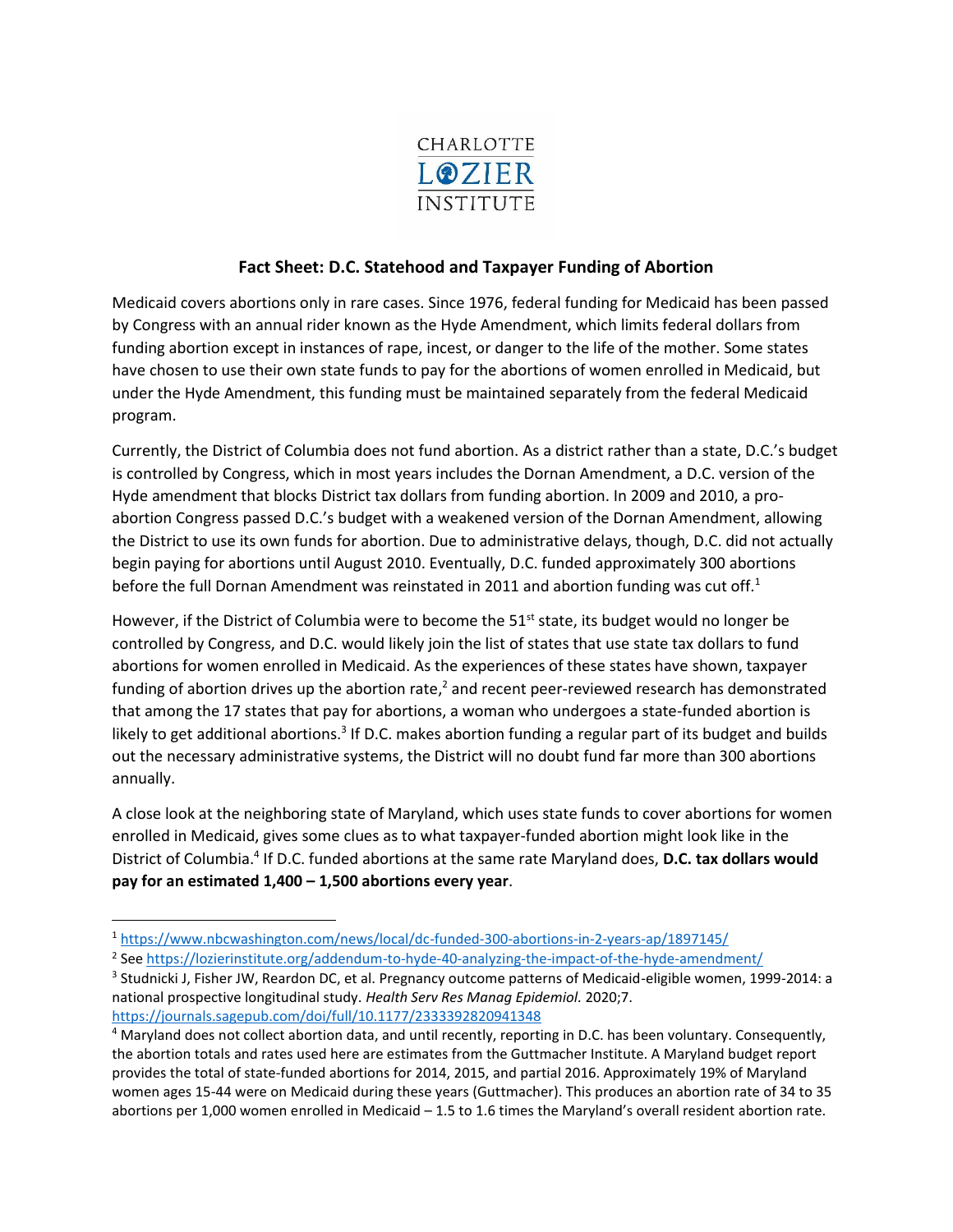CHARLOTTE LOZIER INSTITUTE

## Fact Sheet: D.C. Statehood and Taxpayer Funding of Abortion

Medicaid covers abortions only in rare cases. Since 1976, federal funding for Medicaid has been passed by Congress with an annual rider known as the Hyde Amendment, which limits federal dollars from funding abortion except in instances of rape, incest, or danger to the life of the mother. Some states have chosen to use their own state funds to pay for the abortions of women enrolled in Medicaid, but under the Hyde Amendment, this funding must be maintained separately from the federal Medicaid program.

Currently, the District of Columbia does not fund abortion. As a district rather than a state, D.C.'s budget is controlled by Congress, which in most years includes the Dornan Amendment, a D.C. version of the Hyde amendment that blocks District tax dollars from funding abortion. In 2009 and 2010, a pro-abortion Congress passed D.C.'s budget with a weakened version of the Dornan Amendment, allowing the District to use its own funds for abortion. Due to administrative delays, though, D.C. did not actually begin paying for abortions until August 2010. Eventually, D.C. funded approximately 300 abortions before the full Dornan Amendment was reinstated in 2011 and abortion funding was cut off.[1]

However, if the District of Columbia were to become the 51st state, its budget would no longer be controlled by Congress, and D.C. would likely join the list of states that use state tax dollars to fund abortions for women enrolled in Medicaid. As the experiences of these states have shown, taxpayer funding of abortion drives up the abortion rate,[2] and recent peer-reviewed research has demonstrated that among the 17 states that pay for abortions, a woman who undergoes a state-funded abortion is likely to get additional abortions.[3] If D.C. makes abortion funding a regular part of its budget and builds out the necessary administrative systems, the District will no doubt fund far more than 300 abortions annually.

A close look at the neighboring state of Maryland, which uses state funds to cover abortions for women enrolled in Medicaid, gives some clues as to what taxpayer-funded abortion might look like in the District of Columbia.[4] If D.C. funded abortions at the same rate Maryland does, **D.C. tax dollars would pay for an estimated 1,400 – 1,500 abortions every year**.

---

[1] https://www.nbcwashington.com/news/local/dc-funded-300-abortions-in-2-years-ap/1897145/

[2] See https://lozierinstitute.org/addendum-to-hyde-40-analyzing-the-impact-of-the-hyde-amendment/

[3] Studnicki J, Fisher JW, Reardon DC, et al. Pregnancy outcome patterns of Medicaid-eligible women, 1999-2014: a national prospective longitudinal study. *Health Serv Res Manag Epidemiol.* 2020;7. https://journals.sagepub.com/doi/full/10.1177/2333392820941348

[4] Maryland does not collect abortion data, and until recently, reporting in D.C. has been voluntary. Consequently, the abortion totals and rates used here are estimates from the Guttmacher Institute. A Maryland budget report provides the total of state-funded abortions for 2014, 2015, and partial 2016. Approximately 19% of Maryland women ages 15-44 were on Medicaid during these years (Guttmacher). This produces an abortion rate of 34 to 35 abortions per 1,000 women enrolled in Medicaid – 1.5 to 1.6 times the Maryland's overall resident abortion rate.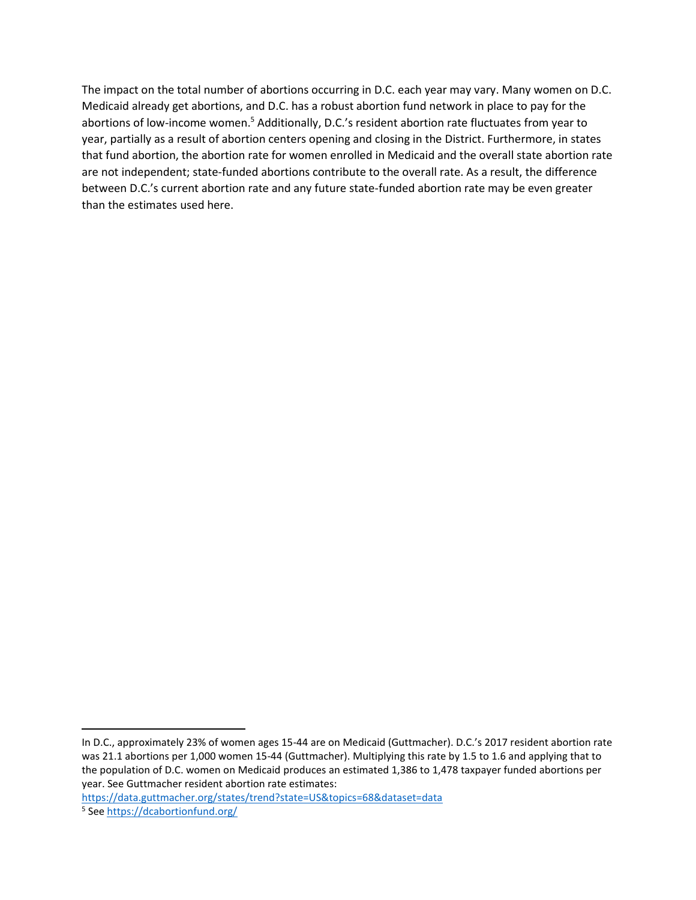The impact on the total number of abortions occurring in D.C. each year may vary. Many women on D.C. Medicaid already get abortions, and D.C. has a robust abortion fund network in place to pay for the abortions of low-income women.[5] Additionally, D.C.'s resident abortion rate fluctuates from year to year, partially as a result of abortion centers opening and closing in the District. Furthermore, in states that fund abortion, the abortion rate for women enrolled in Medicaid and the overall state abortion rate are not independent; state-funded abortions contribute to the overall rate. As a result, the difference between D.C.'s current abortion rate and any future state-funded abortion rate may be even greater than the estimates used here.

---

In D.C., approximately 23% of women ages 15-44 are on Medicaid (Guttmacher). D.C.'s 2017 resident abortion rate was 21.1 abortions per 1,000 women 15-44 (Guttmacher). Multiplying this rate by 1.5 to 1.6 and applying that to the population of D.C. women on Medicaid produces an estimated 1,386 to 1,478 taxpayer funded abortions per year. See Guttmacher resident abortion rate estimates: https://data.guttmacher.org/states/trend?state=US&topics=68&dataset=data

[5] See https://dcabortionfund.org/